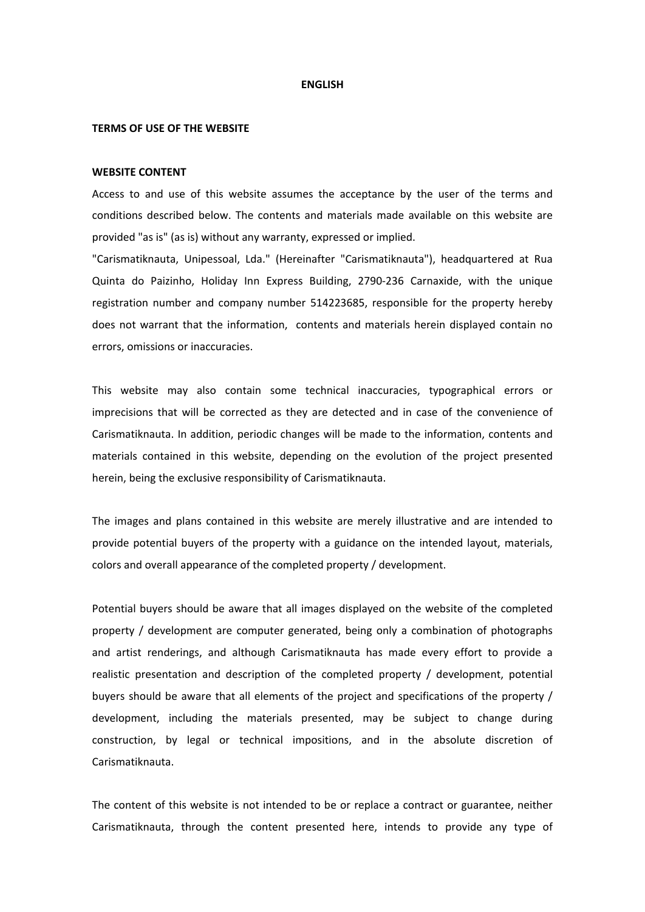**ENGLISH**

**TERMS OF USE OF THE WEBSITE**

**WEBSITE CONTENT**

Access to and use of this website assumes the acceptance by the user of the terms and conditions described below. The contents and materials made available on this website are provided "as is" (as is) without any warranty, expressed or implied.

"Carismatiknauta, Unipessoal, Lda." (Hereinafter "Carismatiknauta"), headquartered at Rua Quinta do Paizinho, Holiday Inn Express Building, 2790-236 Carnaxide, with the unique registration number and company number 514223685, responsible for the property hereby does not warrant that the information, contents and materials herein displayed contain no errors, omissions or inaccuracies.

This website may also contain some technical inaccuracies, typographical errors or imprecisions that will be corrected as they are detected and in case of the convenience of Carismatiknauta. In addition, periodic changes will be made to the information, contents and materials contained in this website, depending on the evolution of the project presented herein, being the exclusive responsibility of Carismatiknauta.

The images and plans contained in this website are merely illustrative and are intended to provide potential buyers of the property with a guidance on the intended layout, materials, colors and overall appearance of the completed property / development.

Potential buyers should be aware that all images displayed on the website of the completed property / development are computer generated, being only a combination of photographs and artist renderings, and although Carismatiknauta has made every effort to provide a realistic presentation and description of the completed property / development, potential buyers should be aware that all elements of the project and specifications of the property / development, including the materials presented, may be subject to change during construction, by legal or technical impositions, and in the absolute discretion of Carismatiknauta.

The content of this website is not intended to be or replace a contract or guarantee, neither Carismatiknauta, through the content presented here, intends to provide any type of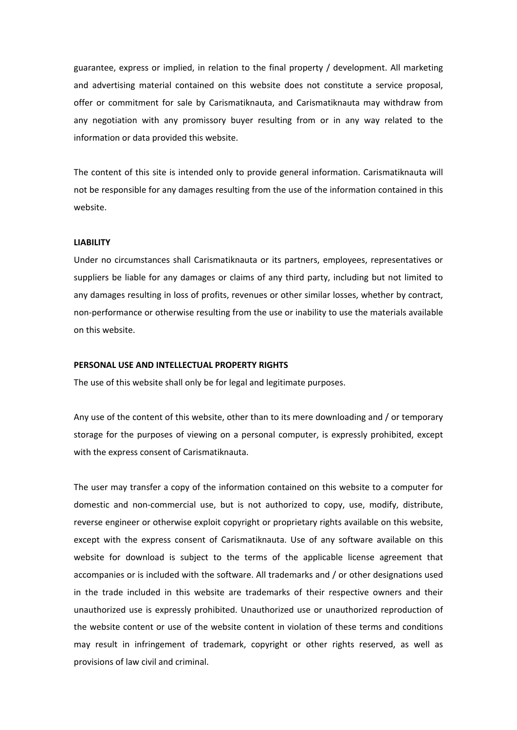guarantee, express or implied, in relation to the final property / development. All marketing and advertising material contained on this website does not constitute a service proposal, offer or commitment for sale by Carismatiknauta, and Carismatiknauta may withdraw from any negotiation with any promissory buyer resulting from or in any way related to the information or data provided this website.

The content of this site is intended only to provide general information. Carismatiknauta will not be responsible for any damages resulting from the use of the information contained in this website.

**LIABILITY**

Under no circumstances shall Carismatiknauta or its partners, employees, representatives or suppliers be liable for any damages or claims of any third party, including but not limited to any damages resulting in loss of profits, revenues or other similar losses, whether by contract, non-performance or otherwise resulting from the use or inability to use the materials available on this website.

**PERSONAL USE AND INTELLECTUAL PROPERTY RIGHTS**

The use of this website shall only be for legal and legitimate purposes.

Any use of the content of this website, other than to its mere downloading and / or temporary storage for the purposes of viewing on a personal computer, is expressly prohibited, except with the express consent of Carismatiknauta.

The user may transfer a copy of the information contained on this website to a computer for domestic and non-commercial use, but is not authorized to copy, use, modify, distribute, reverse engineer or otherwise exploit copyright or proprietary rights available on this website, except with the express consent of Carismatiknauta. Use of any software available on this website for download is subject to the terms of the applicable license agreement that accompanies or is included with the software. All trademarks and / or other designations used in the trade included in this website are trademarks of their respective owners and their unauthorized use is expressly prohibited. Unauthorized use or unauthorized reproduction of the website content or use of the website content in violation of these terms and conditions may result in infringement of trademark, copyright or other rights reserved, as well as provisions of law civil and criminal.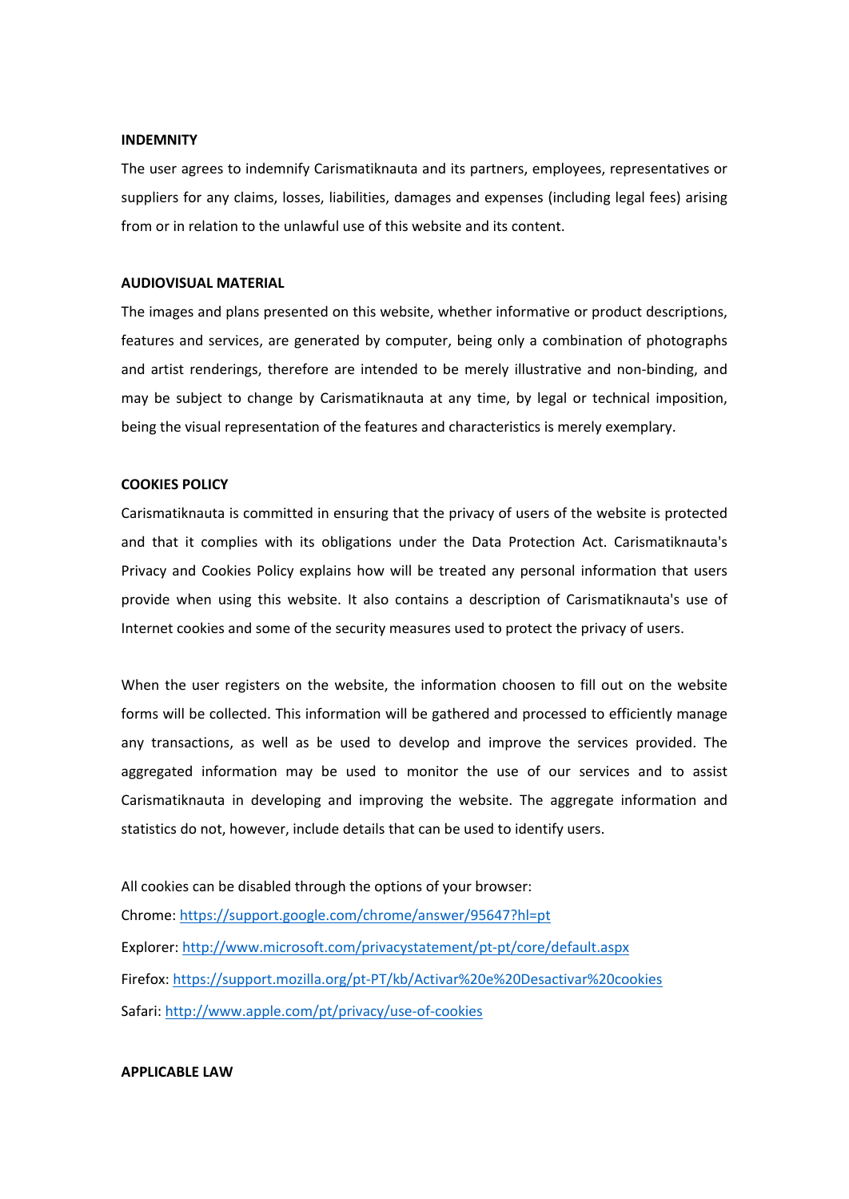**INDEMNITY**

The user agrees to indemnify Carismatiknauta and its partners, employees, representatives or suppliers for any claims, losses, liabilities, damages and expenses (including legal fees) arising from or in relation to the unlawful use of this website and its content.

**AUDIOVISUAL MATERIAL**

The images and plans presented on this website, whether informative or product descriptions, features and services, are generated by computer, being only a combination of photographs and artist renderings, therefore are intended to be merely illustrative and non-binding, and may be subject to change by Carismatiknauta at any time, by legal or technical imposition, being the visual representation of the features and characteristics is merely exemplary.

**COOKIES POLICY**

Carismatiknauta is committed in ensuring that the privacy of users of the website is protected and that it complies with its obligations under the Data Protection Act. Carismatiknauta's Privacy and Cookies Policy explains how will be treated any personal information that users provide when using this website. It also contains a description of Carismatiknauta's use of Internet cookies and some of the security measures used to protect the privacy of users.

When the user registers on the website, the information choosen to fill out on the website forms will be collected. This information will be gathered and processed to efficiently manage any transactions, as well as be used to develop and improve the services provided. The aggregated information may be used to monitor the use of our services and to assist Carismatiknauta in developing and improving the website. The aggregate information and statistics do not, however, include details that can be used to identify users.

All cookies can be disabled through the options of your browser:
Chrome: https://support.google.com/chrome/answer/95647?hl=pt
Explorer: http://www.microsoft.com/privacystatement/pt-pt/core/default.aspx
Firefox: https://support.mozilla.org/pt-PT/kb/Activar%20e%20Desactivar%20cookies
Safari: http://www.apple.com/pt/privacy/use-of-cookies

**APPLICABLE LAW**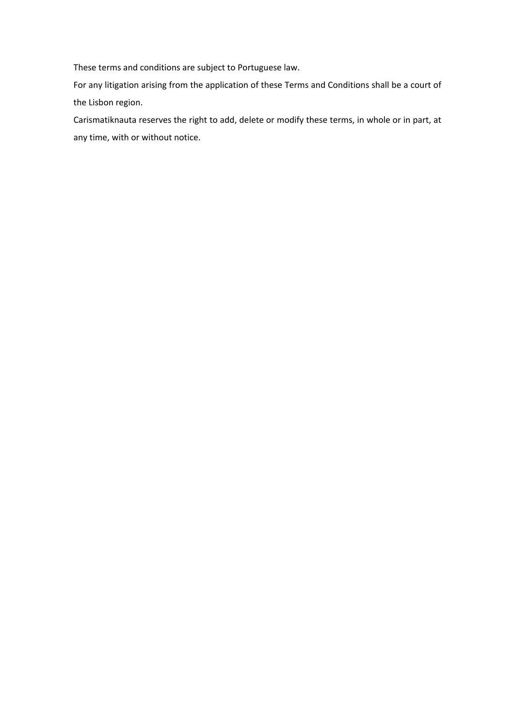These terms and conditions are subject to Portuguese law.

For any litigation arising from the application of these Terms and Conditions shall be a court of the Lisbon region.

Carismatiknauta reserves the right to add, delete or modify these terms, in whole or in part, at any time, with or without notice.